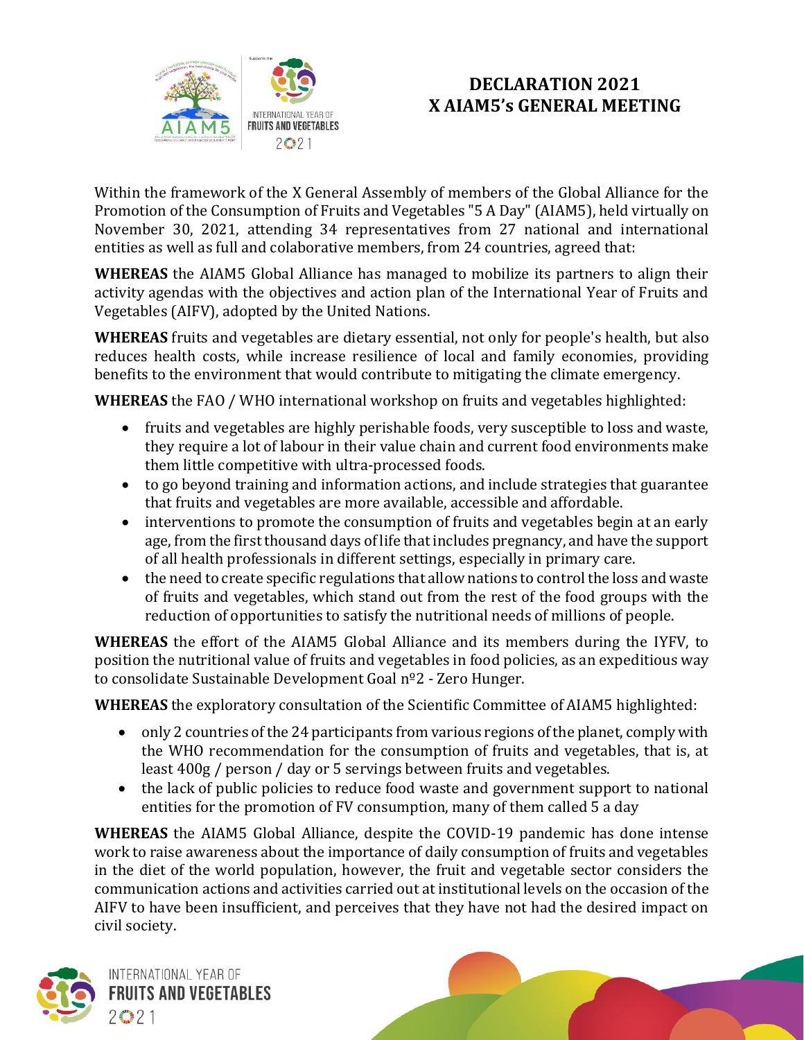# DECLARATION 2021
# X AIAM5's GENERAL MEETING

Within the framework of the X General Assembly of members of the Global Alliance for the Promotion of the Consumption of Fruits and Vegetables "5 A Day" (AIAM5), held virtually on November 30, 2021, attending 34 representatives from 27 national and international entities as well as full and colaborative members, from 24 countries, agreed that:

**WHEREAS** the AIAM5 Global Alliance has managed to mobilize its partners to align their activity agendas with the objectives and action plan of the International Year of Fruits and Vegetables (AIFV), adopted by the United Nations.

**WHEREAS** fruits and vegetables are dietary essential, not only for people's health, but also reduces health costs, while increase resilience of local and family economies, providing benefits to the environment that would contribute to mitigating the climate emergency.

**WHEREAS** the FAO / WHO international workshop on fruits and vegetables highlighted:

- fruits and vegetables are highly perishable foods, very susceptible to loss and waste, they require a lot of labour in their value chain and current food environments make them little competitive with ultra-processed foods.
- to go beyond training and information actions, and include strategies that guarantee that fruits and vegetables are more available, accessible and affordable.
- interventions to promote the consumption of fruits and vegetables begin at an early age, from the first thousand days of life that includes pregnancy, and have the support of all health professionals in different settings, especially in primary care.
- the need to create specific regulations that allow nations to control the loss and waste of fruits and vegetables, which stand out from the rest of the food groups with the reduction of opportunities to satisfy the nutritional needs of millions of people.

**WHEREAS** the effort of the AIAM5 Global Alliance and its members during the IYFV, to position the nutritional value of fruits and vegetables in food policies, as an expeditious way to consolidate Sustainable Development Goal nº2 - Zero Hunger.

**WHEREAS** the exploratory consultation of the Scientific Committee of AIAM5 highlighted:

- only 2 countries of the 24 participants from various regions of the planet, comply with the WHO recommendation for the consumption of fruits and vegetables, that is, at least 400g / person / day or 5 servings between fruits and vegetables.
- the lack of public policies to reduce food waste and government support to national entities for the promotion of FV consumption, many of them called 5 a day

**WHEREAS** the AIAM5 Global Alliance, despite the COVID-19 pandemic has done intense work to raise awareness about the importance of daily consumption of fruits and vegetables in the diet of the world population, however, the fruit and vegetable sector considers the communication actions and activities carried out at institutional levels on the occasion of the AIFV to have been insufficient, and perceives that they have not had the desired impact on civil society.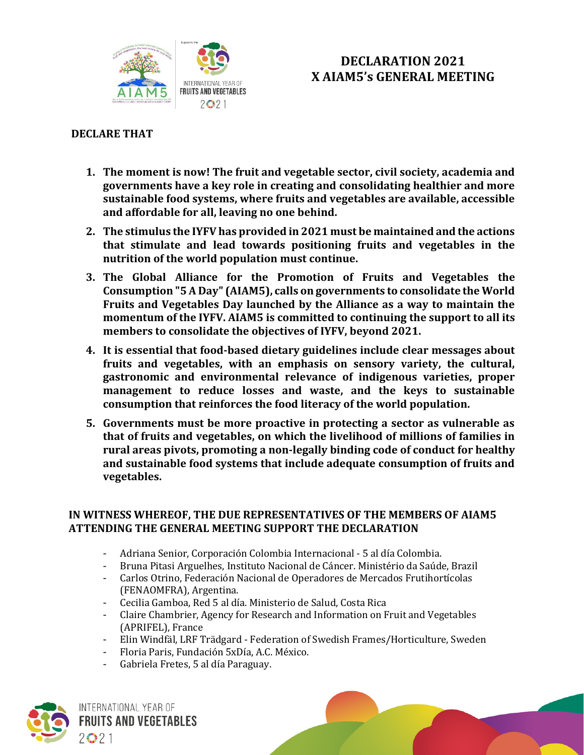# DECLARATION 2021
# X AIAM5's GENERAL MEETING

**DECLARE THAT**

1. **The moment is now! The fruit and vegetable sector, civil society, academia and governments have a key role in creating and consolidating healthier and more sustainable food systems, where fruits and vegetables are available, accessible and affordable for all, leaving no one behind.**
2. **The stimulus the IYFV has provided in 2021 must be maintained and the actions that stimulate and lead towards positioning fruits and vegetables in the nutrition of the world population must continue.**
3. **The Global Alliance for the Promotion of Fruits and Vegetables the Consumption "5 A Day" (AIAM5), calls on governments to consolidate the World Fruits and Vegetables Day launched by the Alliance as a way to maintain the momentum of the IYFV. AIAM5 is committed to continuing the support to all its members to consolidate the objectives of IYFV, beyond 2021.**
4. **It is essential that food-based dietary guidelines include clear messages about fruits and vegetables, with an emphasis on sensory variety, the cultural, gastronomic and environmental relevance of indigenous varieties, proper management to reduce losses and waste, and the keys to sustainable consumption that reinforces the food literacy of the world population.**
5. **Governments must be more proactive in protecting a sector as vulnerable as that of fruits and vegetables, on which the livelihood of millions of families in rural areas pivots, promoting a non-legally binding code of conduct for healthy and sustainable food systems that include adequate consumption of fruits and vegetables.**

**IN WITNESS WHEREOF, THE DUE REPRESENTATIVES OF THE MEMBERS OF AIAM5 ATTENDING THE GENERAL MEETING SUPPORT THE DECLARATION**

- Adriana Senior, Corporación Colombia Internacional - 5 al día Colombia.
- Bruna Pitasi Arguelhes, Instituto Nacional de Cáncer. Ministério da Saúde, Brazil
- Carlos Otrino, Federación Nacional de Operadores de Mercados Frutihortícolas (FENAOMFRA), Argentina.
- Cecilia Gamboa, Red 5 al día. Ministerio de Salud, Costa Rica
- Claire Chambrier, Agency for Research and Information on Fruit and Vegetables (APRIFEL), France
- Elin Windfäl, LRF Trädgard - Federation of Swedish Frames/Horticulture, Sweden
- Floria Paris, Fundación 5xDía, A.C. México.
- Gabriela Fretes, 5 al día Paraguay.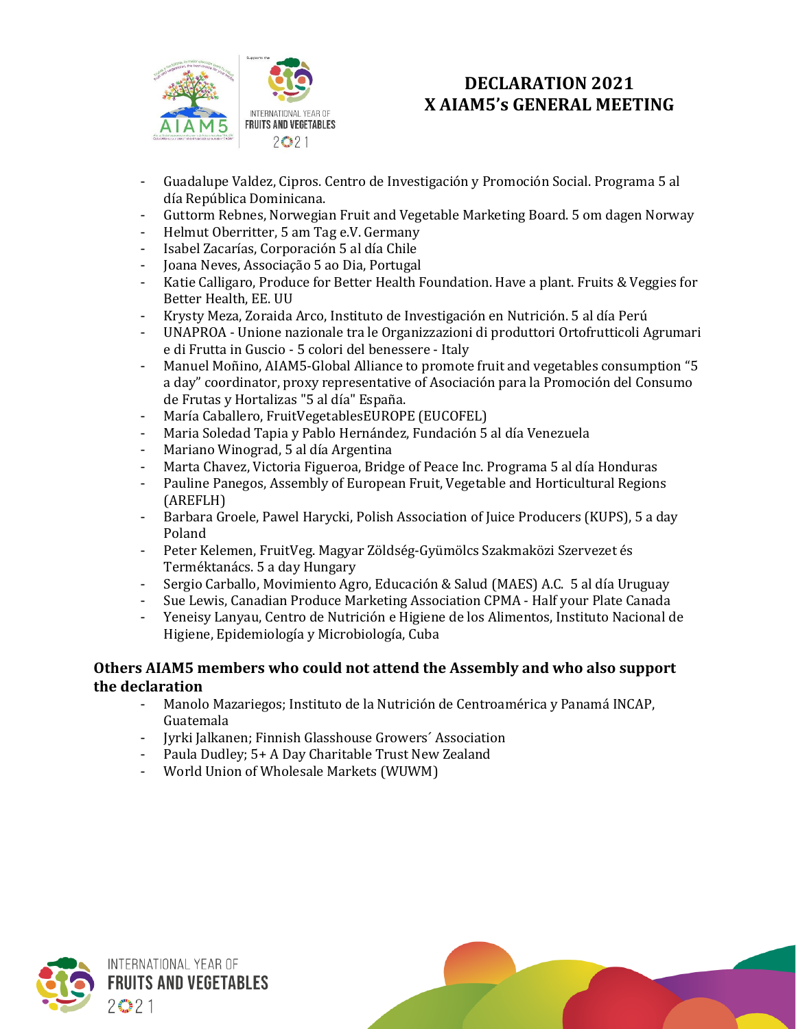- Guadalupe Valdez, Cipros. Centro de Investigación y Promoción Social. Programa 5 al día República Dominicana.
- Guttorm Rebnes, Norwegian Fruit and Vegetable Marketing Board. 5 om dagen Norway
- Helmut Oberritter, 5 am Tag e.V. Germany
- Isabel Zacarías, Corporación 5 al día Chile
- Joana Neves, Associação 5 ao Dia, Portugal
- Katie Calligaro, Produce for Better Health Foundation. Have a plant. Fruits & Veggies for Better Health, EE. UU
- Krysty Meza, Zoraida Arco, Instituto de Investigación en Nutrición. 5 al día Perú
- UNAPROA - Unione nazionale tra le Organizzazioni di produttori Ortofrutticoli Agrumari e di Frutta in Guscio - 5 colori del benessere - Italy
- Manuel Moñino, AIAM5-Global Alliance to promote fruit and vegetables consumption "5 a day" coordinator, proxy representative of Asociación para la Promoción del Consumo de Frutas y Hortalizas "5 al día" España.
- María Caballero, FruitVegetablesEUROPE (EUCOFEL)
- Maria Soledad Tapia y Pablo Hernández, Fundación 5 al día Venezuela
- Mariano Winograd, 5 al día Argentina
- Marta Chavez, Victoria Figueroa, Bridge of Peace Inc. Programa 5 al día Honduras
- Pauline Panegos, Assembly of European Fruit, Vegetable and Horticultural Regions (AREFLH)
- Barbara Groele, Pawel Harycki, Polish Association of Juice Producers (KUPS), 5 a day Poland
- Peter Kelemen, FruitVeg. Magyar Zöldség-Gyümölcs Szakmaközi Szervezet és Terméktanács. 5 a day Hungary
- Sergio Carballo, Movimiento Agro, Educación & Salud (MAES) A.C. 5 al día Uruguay
- Sue Lewis, Canadian Produce Marketing Association CPMA - Half your Plate Canada
- Yeneisy Lanyau, Centro de Nutrición e Higiene de los Alimentos, Instituto Nacional de Higiene, Epidemiología y Microbiología, Cuba

**Others AIAM5 members who could not attend the Assembly and who also support the declaration**

- Manolo Mazariegos; Instituto de la Nutrición de Centroamérica y Panamá INCAP, Guatemala
- Jyrki Jalkanen; Finnish Glasshouse Growers´ Association
- Paula Dudley; 5+ A Day Charitable Trust New Zealand
- World Union of Wholesale Markets (WUWM)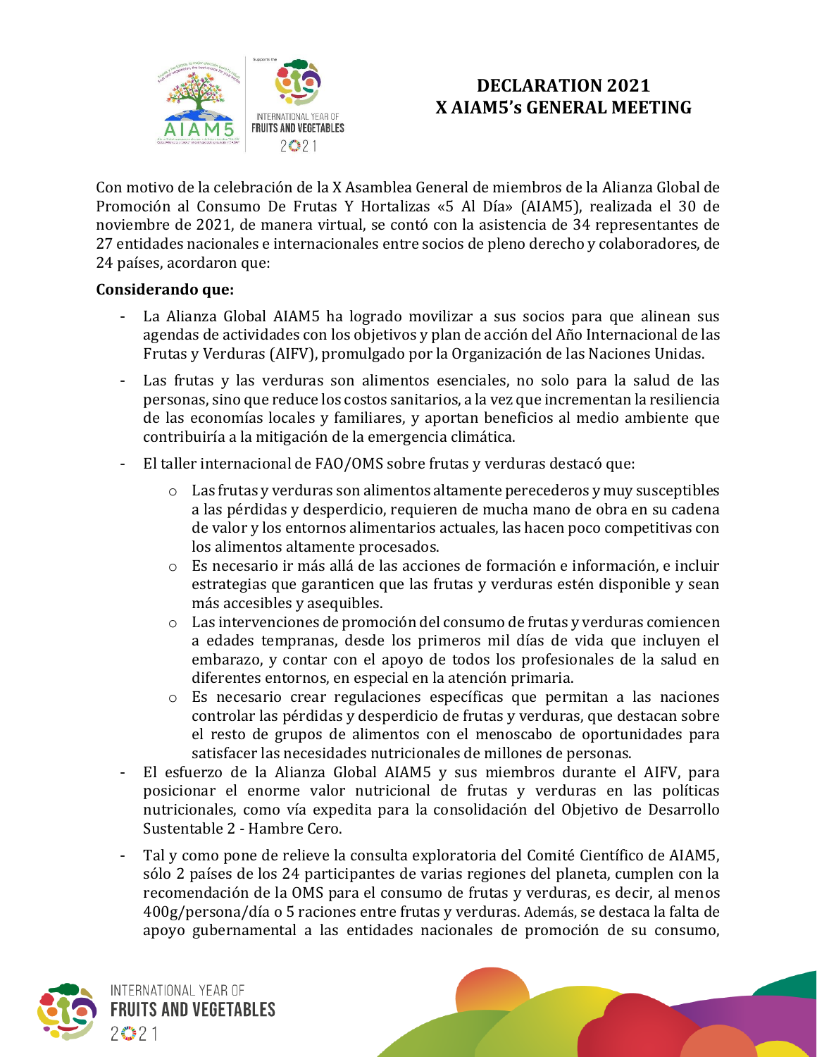# DECLARATION 2021
# X AIAM5's GENERAL MEETING

Con motivo de la celebración de la X Asamblea General de miembros de la Alianza Global de Promoción al Consumo De Frutas Y Hortalizas «5 Al Día» (AIAM5), realizada el 30 de noviembre de 2021, de manera virtual, se contó con la asistencia de 34 representantes de 27 entidades nacionales e internacionales entre socios de pleno derecho y colaboradores, de 24 países, acordaron que:

**Considerando que:**

- La Alianza Global AIAM5 ha logrado movilizar a sus socios para que alinean sus agendas de actividades con los objetivos y plan de acción del Año Internacional de las Frutas y Verduras (AIFV), promulgado por la Organización de las Naciones Unidas.
- Las frutas y las verduras son alimentos esenciales, no solo para la salud de las personas, sino que reduce los costos sanitarios, a la vez que incrementan la resiliencia de las economías locales y familiares, y aportan beneficios al medio ambiente que contribuiría a la mitigación de la emergencia climática.
- El taller internacional de FAO/OMS sobre frutas y verduras destacó que:
    - Las frutas y verduras son alimentos altamente perecederos y muy susceptibles a las pérdidas y desperdicio, requieren de mucha mano de obra en su cadena de valor y los entornos alimentarios actuales, las hacen poco competitivas con los alimentos altamente procesados.
    - Es necesario ir más allá de las acciones de formación e información, e incluir estrategias que garanticen que las frutas y verduras estén disponible y sean más accesibles y asequibles.
    - Las intervenciones de promoción del consumo de frutas y verduras comiencen a edades tempranas, desde los primeros mil días de vida que incluyen el embarazo, y contar con el apoyo de todos los profesionales de la salud en diferentes entornos, en especial en la atención primaria.
    - Es necesario crear regulaciones específicas que permitan a las naciones controlar las pérdidas y desperdicio de frutas y verduras, que destacan sobre el resto de grupos de alimentos con el menoscabo de oportunidades para satisfacer las necesidades nutricionales de millones de personas.
- El esfuerzo de la Alianza Global AIAM5 y sus miembros durante el AIFV, para posicionar el enorme valor nutricional de frutas y verduras en las políticas nutricionales, como vía expedita para la consolidación del Objetivo de Desarrollo Sustentable 2 - Hambre Cero.
- Tal y como pone de relieve la consulta exploratoria del Comité Científico de AIAM5, sólo 2 países de los 24 participantes de varias regiones del planeta, cumplen con la recomendación de la OMS para el consumo de frutas y verduras, es decir, al menos 400g/persona/día o 5 raciones entre frutas y verduras. Además, se destaca la falta de apoyo gubernamental a las entidades nacionales de promoción de su consumo,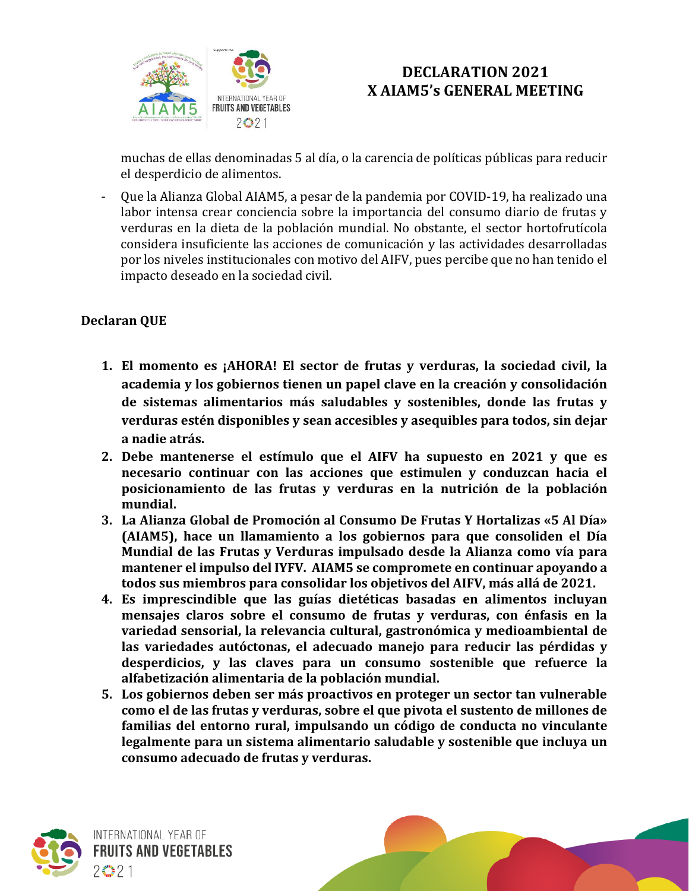muchas de ellas denominadas 5 al día, o la carencia de políticas públicas para reducir el desperdicio de alimentos.

- Que la Alianza Global AIAM5, a pesar de la pandemia por COVID-19, ha realizado una labor intensa crear conciencia sobre la importancia del consumo diario de frutas y verduras en la dieta de la población mundial. No obstante, el sector hortofrutícola considera insuficiente las acciones de comunicación y las actividades desarrolladas por los niveles institucionales con motivo del AIFV, pues percibe que no han tenido el impacto deseado en la sociedad civil.

**Declaran QUE**

1. **El momento es ¡AHORA! El sector de frutas y verduras, la sociedad civil, la academia y los gobiernos tienen un papel clave en la creación y consolidación de sistemas alimentarios más saludables y sostenibles, donde las frutas y verduras estén disponibles y sean accesibles y asequibles para todos, sin dejar a nadie atrás.**
2. **Debe mantenerse el estímulo que el AIFV ha supuesto en 2021 y que es necesario continuar con las acciones que estimulen y conduzcan hacia el posicionamiento de las frutas y verduras en la nutrición de la población mundial.**
3. **La Alianza Global de Promoción al Consumo De Frutas Y Hortalizas «5 Al Día» (AIAM5), hace un llamamiento a los gobiernos para que consoliden el Día Mundial de las Frutas y Verduras impulsado desde la Alianza como vía para mantener el impulso del IYFV. AIAM5 se compromete en continuar apoyando a todos sus miembros para consolidar los objetivos del AIFV, más allá de 2021.**
4. **Es imprescindible que las guías dietéticas basadas en alimentos incluyan mensajes claros sobre el consumo de frutas y verduras, con énfasis en la variedad sensorial, la relevancia cultural, gastronómica y medioambiental de las variedades autóctonas, el adecuado manejo para reducir las pérdidas y desperdicios, y las claves para un consumo sostenible que refuerce la alfabetización alimentaria de la población mundial.**
5. **Los gobiernos deben ser más proactivos en proteger un sector tan vulnerable como el de las frutas y verduras, sobre el que pivota el sustento de millones de familias del entorno rural, impulsando un código de conducta no vinculante legalmente para un sistema alimentario saludable y sostenible que incluya un consumo adecuado de frutas y verduras.**